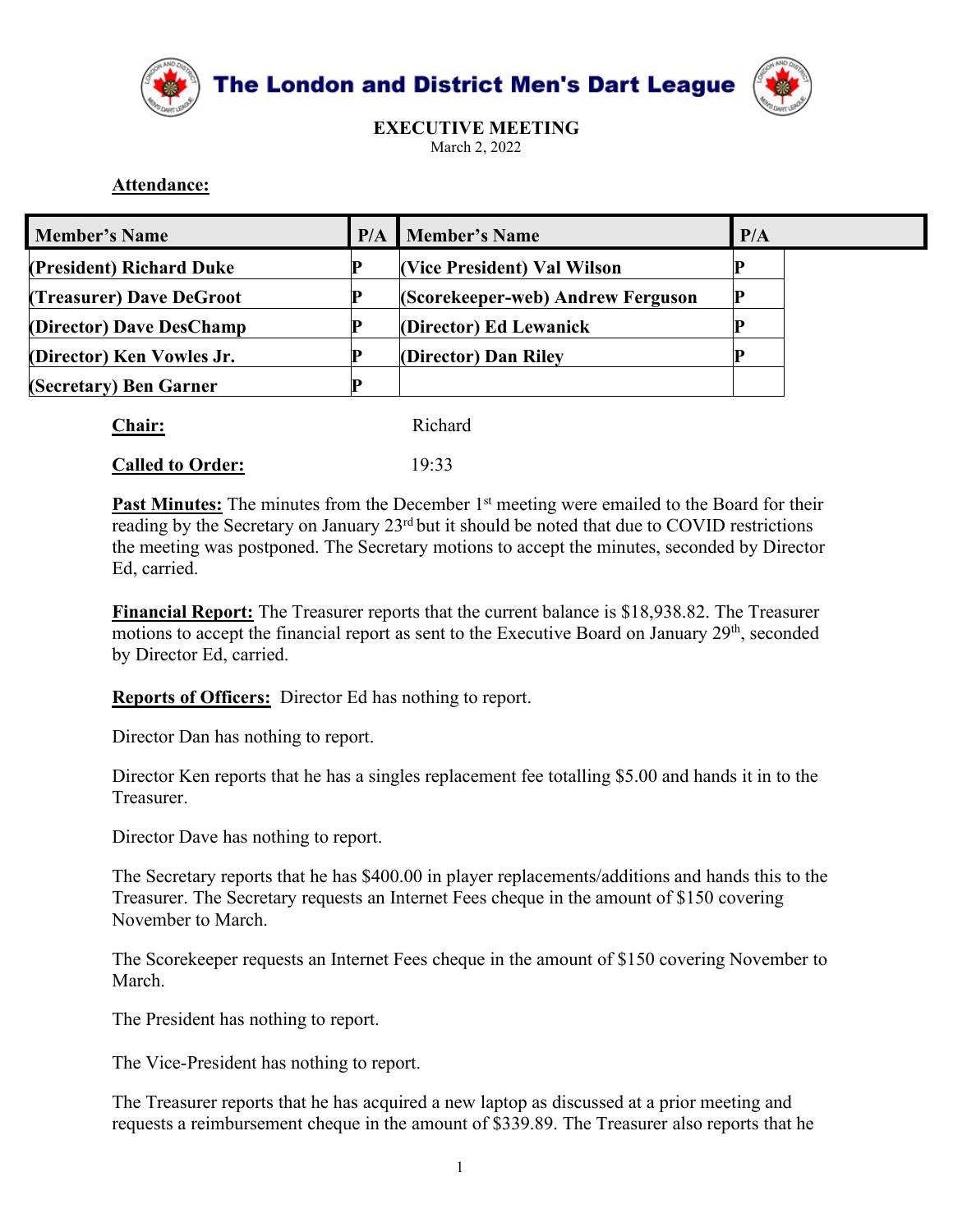# The London and District Men's Dart League

## EXECUTIVE MEETING

March 2, 2022

**Attendance:**

| Member's Name | P/A | Member's Name | P/A |
|---|---|---|---|
| **(President) Richard Duke** | **P** | **(Vice President) Val Wilson** | **P** |
| **(Treasurer) Dave DeGroot** | **P** | **(Scorekeeper-web) Andrew Ferguson** | **P** |
| **(Director) Dave DesChamp** | **P** | **(Director) Ed Lewanick** | **P** |
| **(Director) Ken Vowles Jr.** | **P** | **(Director) Dan Riley** | **P** |
| **(Secretary) Ben Garner** | **P** | | |

**Chair:** Richard

**Called to Order:** 19:33

**Past Minutes:** The minutes from the December 1st meeting were emailed to the Board for their reading by the Secretary on January 23rd but it should be noted that due to COVID restrictions the meeting was postponed. The Secretary motions to accept the minutes, seconded by Director Ed, carried.

**Financial Report:** The Treasurer reports that the current balance is $18,938.82. The Treasurer motions to accept the financial report as sent to the Executive Board on January 29th, seconded by Director Ed, carried.

**Reports of Officers:** Director Ed has nothing to report.

Director Dan has nothing to report.

Director Ken reports that he has a singles replacement fee totalling $5.00 and hands it in to the Treasurer.

Director Dave has nothing to report.

The Secretary reports that he has $400.00 in player replacements/additions and hands this to the Treasurer. The Secretary requests an Internet Fees cheque in the amount of $150 covering November to March.

The Scorekeeper requests an Internet Fees cheque in the amount of $150 covering November to March.

The President has nothing to report.

The Vice-President has nothing to report.

The Treasurer reports that he has acquired a new laptop as discussed at a prior meeting and requests a reimbursement cheque in the amount of $339.89. The Treasurer also reports that he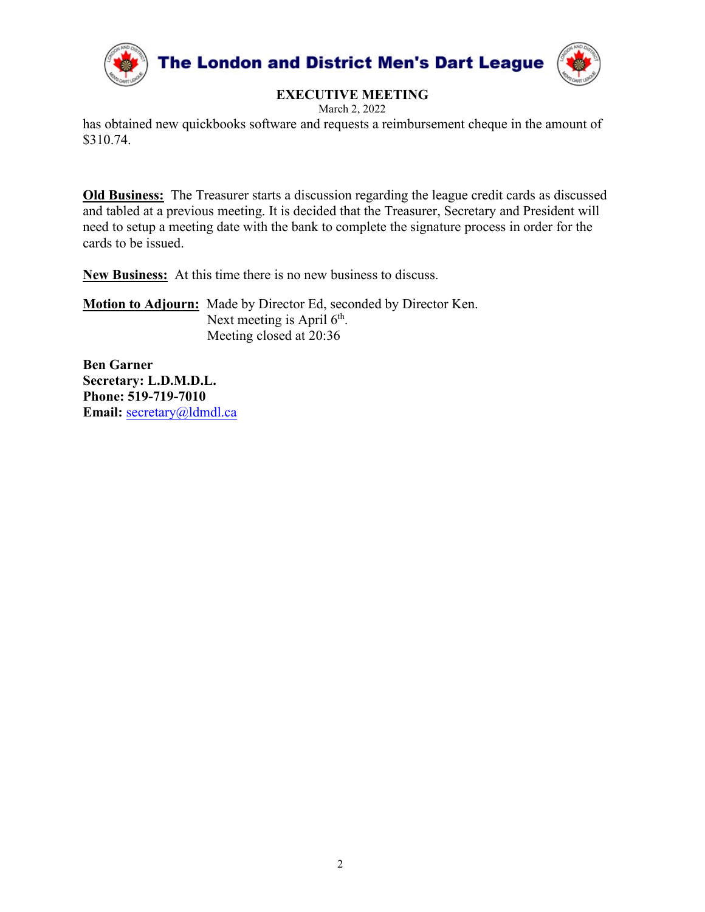has obtained new quickbooks software and requests a reimbursement cheque in the amount of $310.74.

**Old Business:** The Treasurer starts a discussion regarding the league credit cards as discussed and tabled at a previous meeting. It is decided that the Treasurer, Secretary and President will need to setup a meeting date with the bank to complete the signature process in order for the cards to be issued.

**New Business:** At this time there is no new business to discuss.

**Motion to Adjourn:** Made by Director Ed, seconded by Director Ken.
Next meeting is April 6th.
Meeting closed at 20:36

**Ben Garner**
**Secretary: L.D.M.D.L.**
**Phone: 519-719-7010**
**Email:** secretary@ldmdl.ca